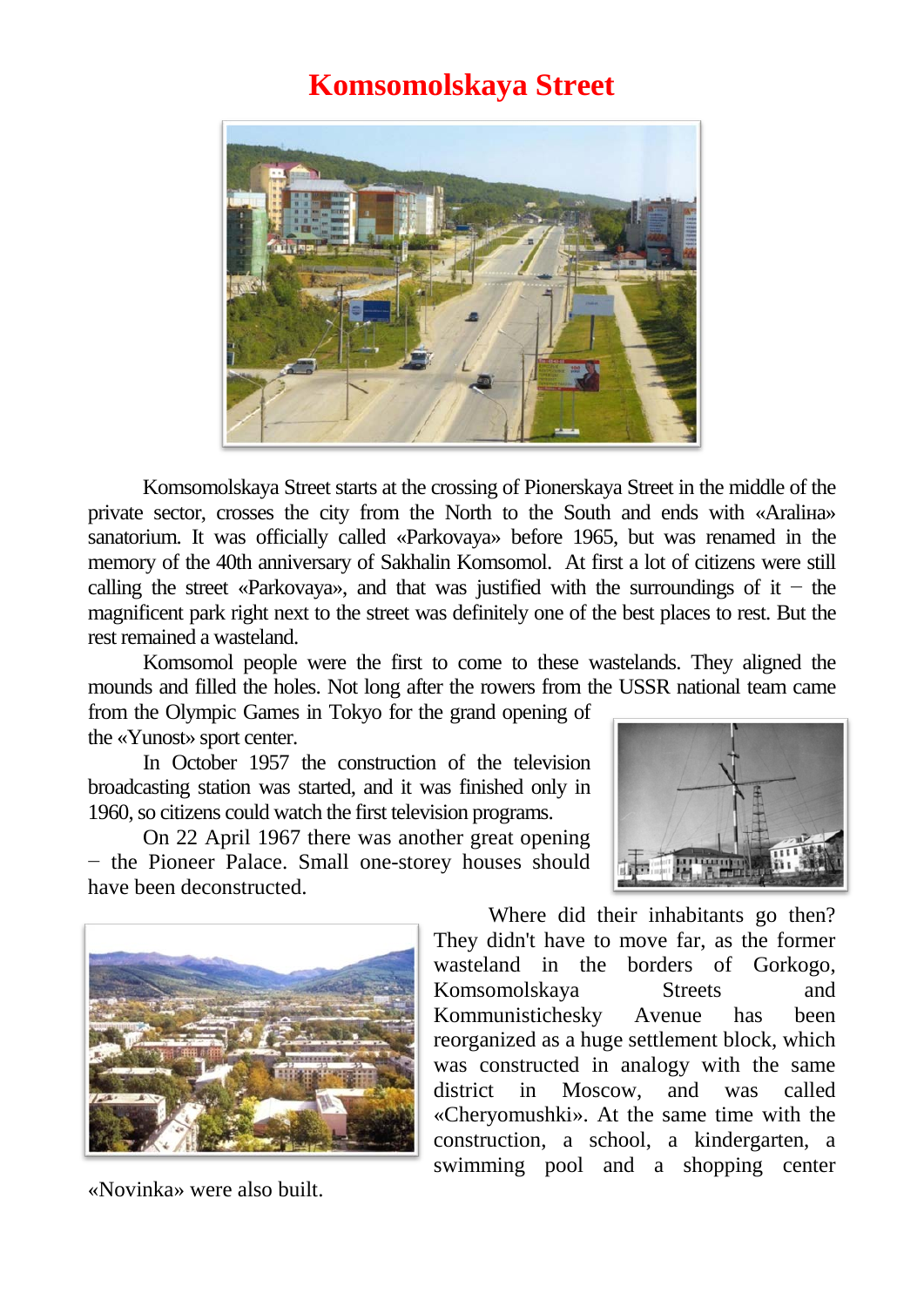# Komsomolskaya Street

Komsomolskaya Street starts at the crossing of Pionerskaya Street in the middle of the private sector, crosses the city from the North to the South and ends with «Aralіна» sanatorium. It was officially called «Parkovaya» before 1965, but was renamed in the memory of the 40th anniversary of Sakhalin Komsomol. At first a lot of citizens were still calling the street «Parkovaya», and that was justified with the surroundings of it − the magnificent park right next to the street was definitely one of the best places to rest. But the rest remained a wasteland.

Komsomol people were the first to come to these wastelands. They aligned the mounds and filled the holes. Not long after the rowers from the USSR national team came from the Olympic Games in Tokyo for the grand opening of the «Yunost» sport center.

In October 1957 the construction of the television broadcasting station was started, and it was finished only in 1960, so citizens could watch the first television programs.

On 22 April 1967 there was another great opening − the Pioneer Palace. Small one-storey houses should have been deconstructed.

Where did their inhabitants go then? They didn't have to move far, as the former wasteland in the borders of Gorkogo, Komsomolskaya Streets and Kommunistichesky Avenue has been reorganized as a huge settlement block, which was constructed in analogy with the same district in Moscow, and was called «Cheryomushki». At the same time with the construction, a school, a kindergarten, a swimming pool and a shopping center «Novinka» were also built.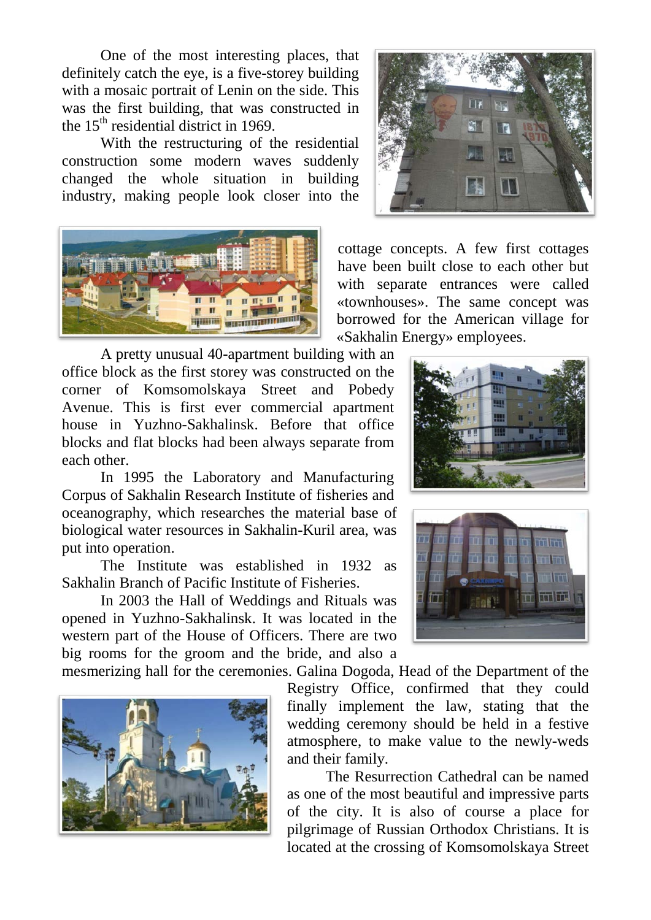One of the most interesting places, that definitely catch the eye, is a five-storey building with a mosaic portrait of Lenin on the side. This was the first building, that was constructed in the 15th residential district in 1969.

With the restructuring of the residential construction some modern waves suddenly changed the whole situation in building industry, making people look closer into the cottage concepts. A few first cottages have been built close to each other but with separate entrances were called «townhouses». The same concept was borrowed for the American village for «Sakhalin Energy» employees.

A pretty unusual 40-apartment building with an office block as the first storey was constructed on the corner of Komsomolskaya Street and Pobedy Avenue. This is first ever commercial apartment house in Yuzhno-Sakhalinsk. Before that office blocks and flat blocks had been always separate from each other.

In 1995 the Laboratory and Manufacturing Corpus of Sakhalin Research Institute of fisheries and oceanography, which researches the material base of biological water resources in Sakhalin-Kuril area, was put into operation.

The Institute was established in 1932 as Sakhalin Branch of Pacific Institute of Fisheries.

In 2003 the Hall of Weddings and Rituals was opened in Yuzhno-Sakhalinsk. It was located in the western part of the House of Officers. There are two big rooms for the groom and the bride, and also a mesmerizing hall for the ceremonies. Galina Dogoda, Head of the Department of the Registry Office, confirmed that they could finally implement the law, stating that the wedding ceremony should be held in a festive atmosphere, to make value to the newly-weds and their family.

The Resurrection Cathedral can be named as one of the most beautiful and impressive parts of the city. It is also of course a place for pilgrimage of Russian Orthodox Christians. It is located at the crossing of Komsomolskaya Street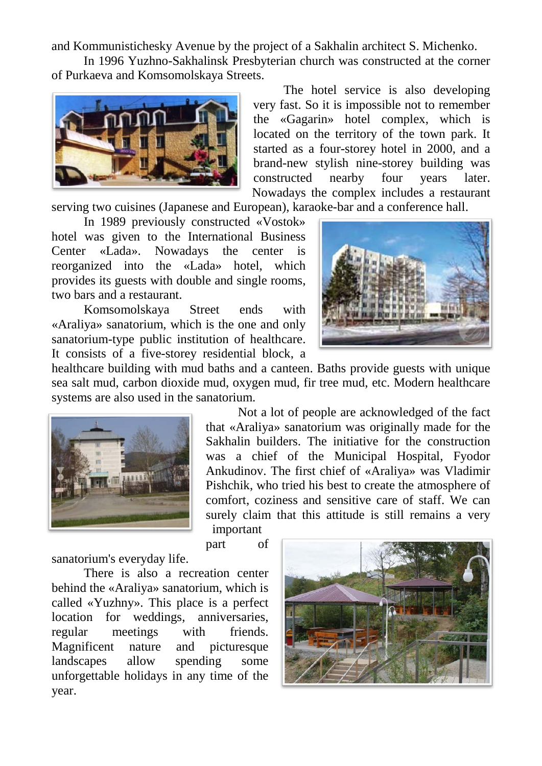and Kommunistichesky Avenue by the project of a Sakhalin architect S. Michenko.

In 1996 Yuzhno-Sakhalinsk Presbyterian church was constructed at the corner of Purkaeva and Komsomolskaya Streets.

The hotel service is also developing very fast. So it is impossible not to remember the «Gagarin» hotel complex, which is located on the territory of the town park. It started as a four-storey hotel in 2000, and a brand-new stylish nine-storey building was constructed nearby four years later. Nowadays the complex includes a restaurant serving two cuisines (Japanese and European), karaoke-bar and a conference hall.

In 1989 previously constructed «Vostok» hotel was given to the International Business Center «Lada». Nowadays the center is reorganized into the «Lada» hotel, which provides its guests with double and single rooms, two bars and a restaurant.

Komsomolskaya Street ends with «Araliya» sanatorium, which is the one and only sanatorium-type public institution of healthcare. It consists of a five-storey residential block, a healthcare building with mud baths and a canteen. Baths provide guests with unique sea salt mud, carbon dioxide mud, oxygen mud, fir tree mud, etc. Modern healthcare systems are also used in the sanatorium.

Not a lot of people are acknowledged of the fact that «Araliya» sanatorium was originally made for the Sakhalin builders. The initiative for the construction was a chief of the Municipal Hospital, Fyodor Ankudinov. The first chief of «Araliya» was Vladimir Pishchik, who tried his best to create the atmosphere of comfort, coziness and sensitive care of staff. We can surely claim that this attitude is still remains a very important part of sanatorium's everyday life.

There is also a recreation center behind the «Araliya» sanatorium, which is called «Yuzhny». This place is a perfect location for weddings, anniversaries, regular meetings with friends. Magnificent nature and picturesque landscapes allow spending some unforgettable holidays in any time of the year.